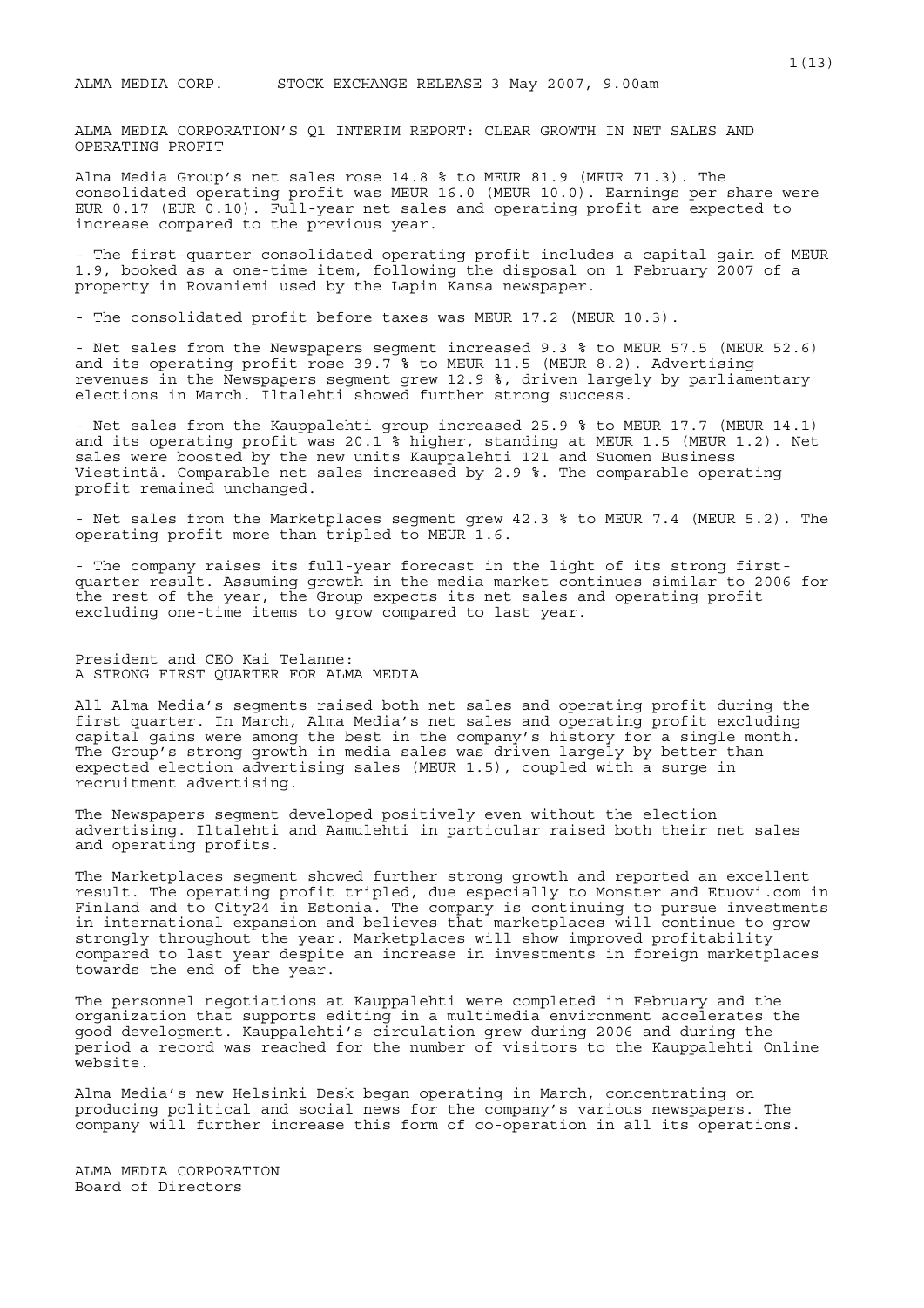ALMA MEDIA CORP. STOCK EXCHANGE RELEASE 3 May 2007, 9.00am

# ALMA MEDIA CORPORATION'S Q1 INTERIM REPORT: CLEAR GROWTH IN NET SALES AND OPERATING PROFIT

Alma Media Group's net sales rose 14.8 % to MEUR 81.9 (MEUR 71.3). The consolidated operating profit was MEUR 16.0 (MEUR 10.0). Earnings per share were EUR 0.17 (EUR 0.10). Full-year net sales and operating profit are expected to increase compared to the previous year.

- The first-quarter consolidated operating profit includes a capital gain of MEUR 1.9, booked as a one-time item, following the disposal on 1 February 2007 of a property in Rovaniemi used by the Lapin Kansa newspaper.

- The consolidated profit before taxes was MEUR 17.2 (MEUR 10.3).

- Net sales from the Newspapers segment increased 9.3 % to MEUR 57.5 (MEUR 52.6) and its operating profit rose 39.7 % to MEUR 11.5 (MEUR 8.2). Advertising revenues in the Newspapers segment grew 12.9 %, driven largely by parliamentary elections in March. Iltalehti showed further strong success.

- Net sales from the Kauppalehti group increased 25.9 % to MEUR 17.7 (MEUR 14.1) and its operating profit was 20.1 % higher, standing at MEUR 1.5 (MEUR 1.2). Net sales were boosted by the new units Kauppalehti 121 and Suomen Business Viestintä. Comparable net sales increased by 2.9 %. The comparable operating profit remained unchanged.

- Net sales from the Marketplaces segment grew 42.3 % to MEUR 7.4 (MEUR 5.2). The operating profit more than tripled to MEUR 1.6.

- The company raises its full-year forecast in the light of its strong first-quarter result. Assuming growth in the media market continues similar to 2006 for the rest of the year, the Group expects its net sales and operating profit excluding one-time items to grow compared to last year.

## President and CEO Kai Telanne: A STRONG FIRST QUARTER FOR ALMA MEDIA

All Alma Media's segments raised both net sales and operating profit during the first quarter. In March, Alma Media's net sales and operating profit excluding capital gains were among the best in the company's history for a single month. The Group's strong growth in media sales was driven largely by better than expected election advertising sales (MEUR 1.5), coupled with a surge in recruitment advertising.

The Newspapers segment developed positively even without the election advertising. Iltalehti and Aamulehti in particular raised both their net sales and operating profits.

The Marketplaces segment showed further strong growth and reported an excellent result. The operating profit tripled, due especially to Monster and Etuovi.com in Finland and to City24 in Estonia. The company is continuing to pursue investments in international expansion and believes that marketplaces will continue to grow strongly throughout the year. Marketplaces will show improved profitability compared to last year despite an increase in investments in foreign marketplaces towards the end of the year.

The personnel negotiations at Kauppalehti were completed in February and the organization that supports editing in a multimedia environment accelerates the good development. Kauppalehti's circulation grew during 2006 and during the period a record was reached for the number of visitors to the Kauppalehti Online website.

Alma Media's new Helsinki Desk began operating in March, concentrating on producing political and social news for the company's various newspapers. The company will further increase this form of co-operation in all its operations.

ALMA MEDIA CORPORATION
Board of Directors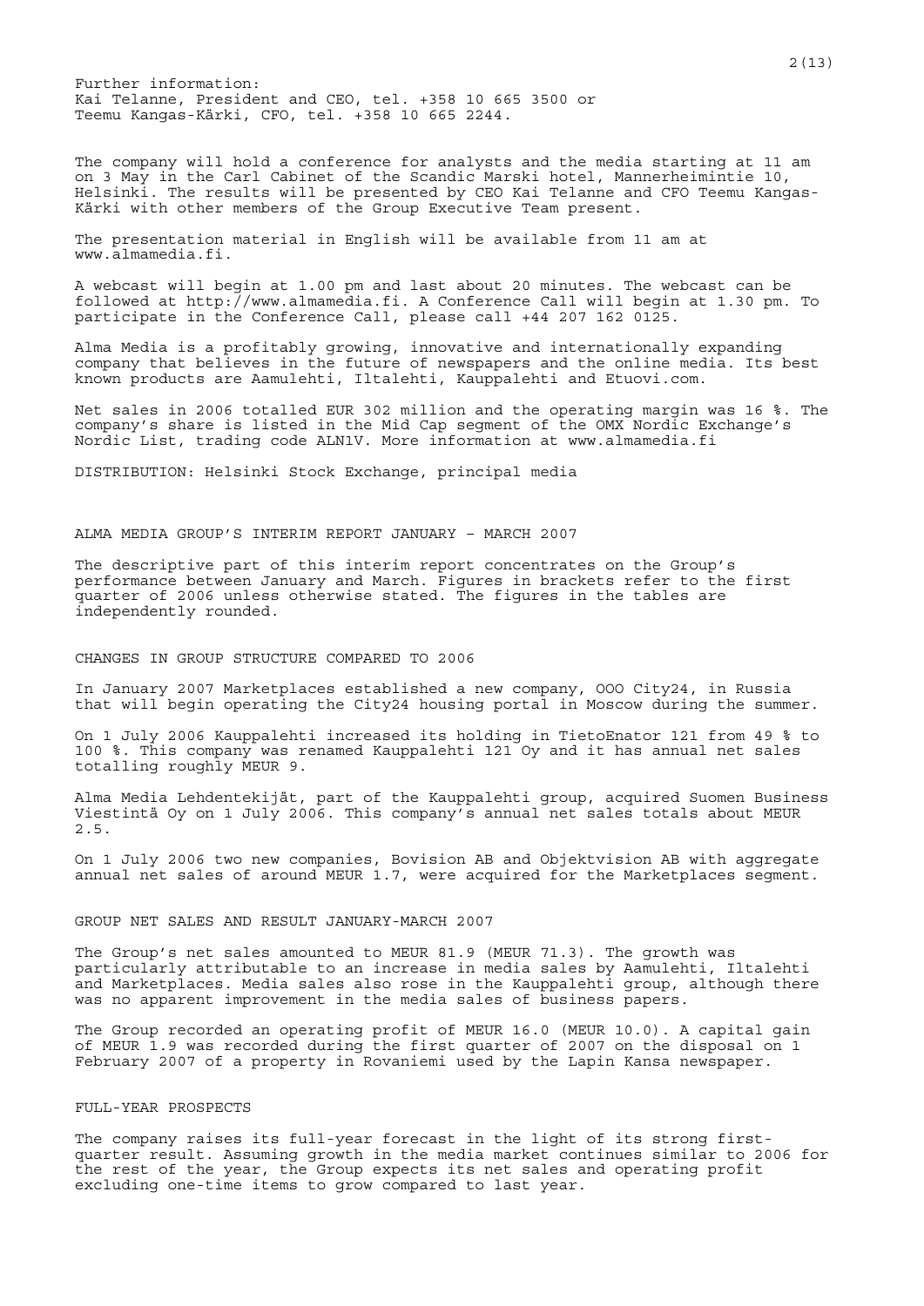Further information:
Kai Telanne, President and CEO, tel. +358 10 665 3500 or
Teemu Kangas-Kärki, CFO, tel. +358 10 665 2244.

The company will hold a conference for analysts and the media starting at 11 am on 3 May in the Carl Cabinet of the Scandic Marski hotel, Mannerheimintie 10, Helsinki. The results will be presented by CEO Kai Telanne and CFO Teemu Kangas-Kärki with other members of the Group Executive Team present.

The presentation material in English will be available from 11 am at www.almamedia.fi.

A webcast will begin at 1.00 pm and last about 20 minutes. The webcast can be followed at http://www.almamedia.fi. A Conference Call will begin at 1.30 pm. To participate in the Conference Call, please call +44 207 162 0125.

Alma Media is a profitably growing, innovative and internationally expanding company that believes in the future of newspapers and the online media. Its best known products are Aamulehti, Iltalehti, Kauppalehti and Etuovi.com.

Net sales in 2006 totalled EUR 302 million and the operating margin was 16 %. The company's share is listed in the Mid Cap segment of the OMX Nordic Exchange's Nordic List, trading code ALN1V. More information at www.almamedia.fi

DISTRIBUTION: Helsinki Stock Exchange, principal media

# ALMA MEDIA GROUP'S INTERIM REPORT JANUARY – MARCH 2007

The descriptive part of this interim report concentrates on the Group's performance between January and March. Figures in brackets refer to the first quarter of 2006 unless otherwise stated. The figures in the tables are independently rounded.

## CHANGES IN GROUP STRUCTURE COMPARED TO 2006

In January 2007 Marketplaces established a new company, OOO City24, in Russia that will begin operating the City24 housing portal in Moscow during the summer.

On 1 July 2006 Kauppalehti increased its holding in TietoEnator 121 from 49 % to 100 %. This company was renamed Kauppalehti 121 Oy and it has annual net sales totalling roughly MEUR 9.

Alma Media Lehdentekijät, part of the Kauppalehti group, acquired Suomen Business Viestintä Oy on 1 July 2006. This company's annual net sales totals about MEUR 2.5.

On 1 July 2006 two new companies, Bovision AB and Objektvision AB with aggregate annual net sales of around MEUR 1.7, were acquired for the Marketplaces segment.

## GROUP NET SALES AND RESULT JANUARY-MARCH 2007

The Group's net sales amounted to MEUR 81.9 (MEUR 71.3). The growth was particularly attributable to an increase in media sales by Aamulehti, Iltalehti and Marketplaces. Media sales also rose in the Kauppalehti group, although there was no apparent improvement in the media sales of business papers.

The Group recorded an operating profit of MEUR 16.0 (MEUR 10.0). A capital gain of MEUR 1.9 was recorded during the first quarter of 2007 on the disposal on 1 February 2007 of a property in Rovaniemi used by the Lapin Kansa newspaper.

## FULL-YEAR PROSPECTS

The company raises its full-year forecast in the light of its strong first-quarter result. Assuming growth in the media market continues similar to 2006 for the rest of the year, the Group expects its net sales and operating profit excluding one-time items to grow compared to last year.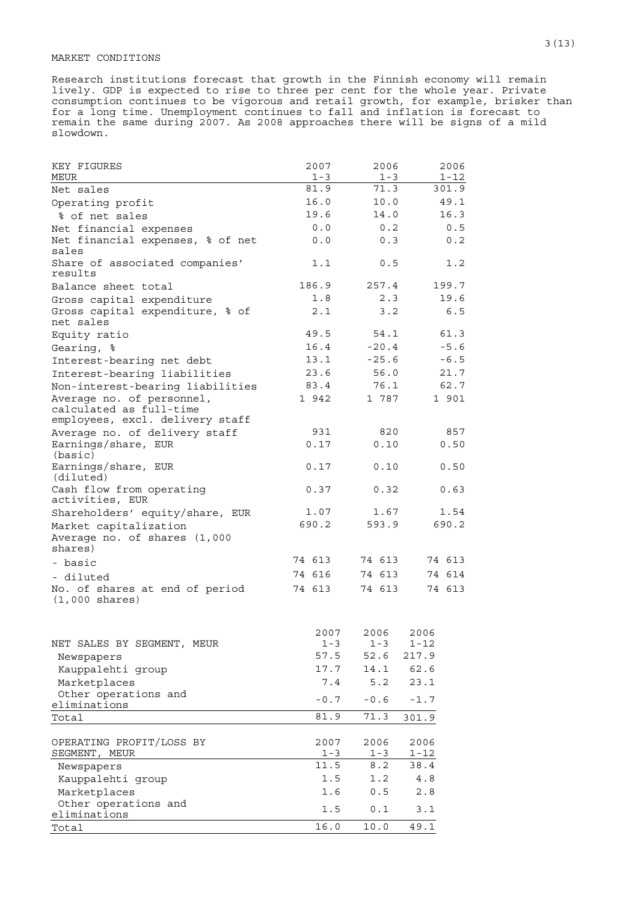## MARKET CONDITIONS

Research institutions forecast that growth in the Finnish economy will remain lively. GDP is expected to rise to three per cent for the whole year. Private consumption continues to be vigorous and retail growth, for example, brisker than for a long time. Unemployment continues to fall and inflation is forecast to remain the same during 2007. As 2008 approaches there will be signs of a mild slowdown.

| KEY FIGURES<br>MEUR | 2007<br>1-3 | 2006<br>1-3 | 2006<br>1-12 |
|---|---|---|---|
| Net sales | 81.9 | 71.3 | 301.9 |
| Operating profit | 16.0 | 10.0 | 49.1 |
| % of net sales | 19.6 | 14.0 | 16.3 |
| Net financial expenses | 0.0 | 0.2 | 0.5 |
| Net financial expenses, % of net sales | 0.0 | 0.3 | 0.2 |
| Share of associated companies' results | 1.1 | 0.5 | 1.2 |
| Balance sheet total | 186.9 | 257.4 | 199.7 |
| Gross capital expenditure | 1.8 | 2.3 | 19.6 |
| Gross capital expenditure, % of net sales | 2.1 | 3.2 | 6.5 |
| Equity ratio | 49.5 | 54.1 | 61.3 |
| Gearing, % | 16.4 | -20.4 | -5.6 |
| Interest-bearing net debt | 13.1 | -25.6 | -6.5 |
| Interest-bearing liabilities | 23.6 | 56.0 | 21.7 |
| Non-interest-bearing liabilities | 83.4 | 76.1 | 62.7 |
| Average no. of personnel, calculated as full-time employees, excl. delivery staff | 1 942 | 1 787 | 1 901 |
| Average no. of delivery staff | 931 | 820 | 857 |
| Earnings/share, EUR (basic) | 0.17 | 0.10 | 0.50 |
| Earnings/share, EUR (diluted) | 0.17 | 0.10 | 0.50 |
| Cash flow from operating activities, EUR | 0.37 | 0.32 | 0.63 |
| Shareholders' equity/share, EUR | 1.07 | 1.67 | 1.54 |
| Market capitalization | 690.2 | 593.9 | 690.2 |
| Average no. of shares (1,000 shares) | | | |
| - basic | 74 613 | 74 613 | 74 613 |
| - diluted | 74 616 | 74 613 | 74 614 |
| No. of shares at end of period (1,000 shares) | 74 613 | 74 613 | 74 613 |

| NET SALES BY SEGMENT, MEUR | 2007<br>1-3 | 2006<br>1-3 | 2006<br>1-12 |
|---|---|---|---|
| Newspapers | 57.5 | 52.6 | 217.9 |
| Kauppalehti group | 17.7 | 14.1 | 62.6 |
| Marketplaces | 7.4 | 5.2 | 23.1 |
| Other operations and eliminations | -0.7 | -0.6 | -1.7 |
| Total | 81.9 | 71.3 | 301.9 |

| OPERATING PROFIT/LOSS BY SEGMENT, MEUR | 2007<br>1-3 | 2006<br>1-3 | 2006<br>1-12 |
|---|---|---|---|
| Newspapers | 11.5 | 8.2 | 38.4 |
| Kauppalehti group | 1.5 | 1.2 | 4.8 |
| Marketplaces | 1.6 | 0.5 | 2.8 |
| Other operations and eliminations | 1.5 | 0.1 | 3.1 |
| Total | 16.0 | 10.0 | 49.1 |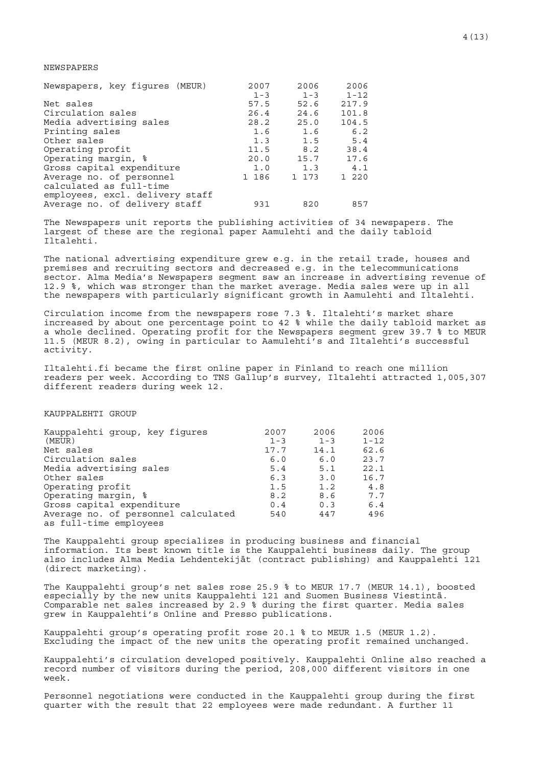## NEWSPAPERS

| Newspapers, key figures (MEUR) | 2007 1-3 | 2006 1-3 | 2006 1-12 |
|---|---|---|---|
| Net sales | 57.5 | 52.6 | 217.9 |
| Circulation sales | 26.4 | 24.6 | 101.8 |
| Media advertising sales | 28.2 | 25.0 | 104.5 |
| Printing sales | 1.6 | 1.6 | 6.2 |
| Other sales | 1.3 | 1.5 | 5.4 |
| Operating profit | 11.5 | 8.2 | 38.4 |
| Operating margin, % | 20.0 | 15.7 | 17.6 |
| Gross capital expenditure | 1.0 | 1.3 | 4.1 |
| Average no. of personnel calculated as full-time employees, excl. delivery staff | 1 186 | 1 173 | 1 220 |
| Average no. of delivery staff | 931 | 820 | 857 |

The Newspapers unit reports the publishing activities of 34 newspapers. The largest of these are the regional paper Aamulehti and the daily tabloid Iltalehti.

The national advertising expenditure grew e.g. in the retail trade, houses and premises and recruiting sectors and decreased e.g. in the telecommunications sector. Alma Media's Newspapers segment saw an increase in advertising revenue of 12.9 %, which was stronger than the market average. Media sales were up in all the newspapers with particularly significant growth in Aamulehti and Iltalehti.

Circulation income from the newspapers rose 7.3 %. Iltalehti's market share increased by about one percentage point to 42 % while the daily tabloid market as a whole declined. Operating profit for the Newspapers segment grew 39.7 % to MEUR 11.5 (MEUR 8.2), owing in particular to Aamulehti's and Iltalehti's successful activity.

Iltalehti.fi became the first online paper in Finland to reach one million readers per week. According to TNS Gallup's survey, Iltalehti attracted 1,005,307 different readers during week 12.

## KAUPPALEHTI GROUP

| Kauppalehti group, key figures (MEUR) | 2007 1-3 | 2006 1-3 | 2006 1-12 |
|---|---|---|---|
| Net sales | 17.7 | 14.1 | 62.6 |
| Circulation sales | 6.0 | 6.0 | 23.7 |
| Media advertising sales | 5.4 | 5.1 | 22.1 |
| Other sales | 6.3 | 3.0 | 16.7 |
| Operating profit | 1.5 | 1.2 | 4.8 |
| Operating margin, % | 8.2 | 8.6 | 7.7 |
| Gross capital expenditure | 0.4 | 0.3 | 6.4 |
| Average no. of personnel calculated as full-time employees | 540 | 447 | 496 |

The Kauppalehti group specializes in producing business and financial information. Its best known title is the Kauppalehti business daily. The group also includes Alma Media Lehdentekijät (contract publishing) and Kauppalehti 121 (direct marketing).

The Kauppalehti group's net sales rose 25.9 % to MEUR 17.7 (MEUR 14.1), boosted especially by the new units Kauppalehti 121 and Suomen Business Viestintä. Comparable net sales increased by 2.9 % during the first quarter. Media sales grew in Kauppalehti's Online and Presso publications.

Kauppalehti group's operating profit rose 20.1 % to MEUR 1.5 (MEUR 1.2). Excluding the impact of the new units the operating profit remained unchanged.

Kauppalehti's circulation developed positively. Kauppalehti Online also reached a record number of visitors during the period, 208,000 different visitors in one week.

Personnel negotiations were conducted in the Kauppalehti group during the first quarter with the result that 22 employees were made redundant. A further 11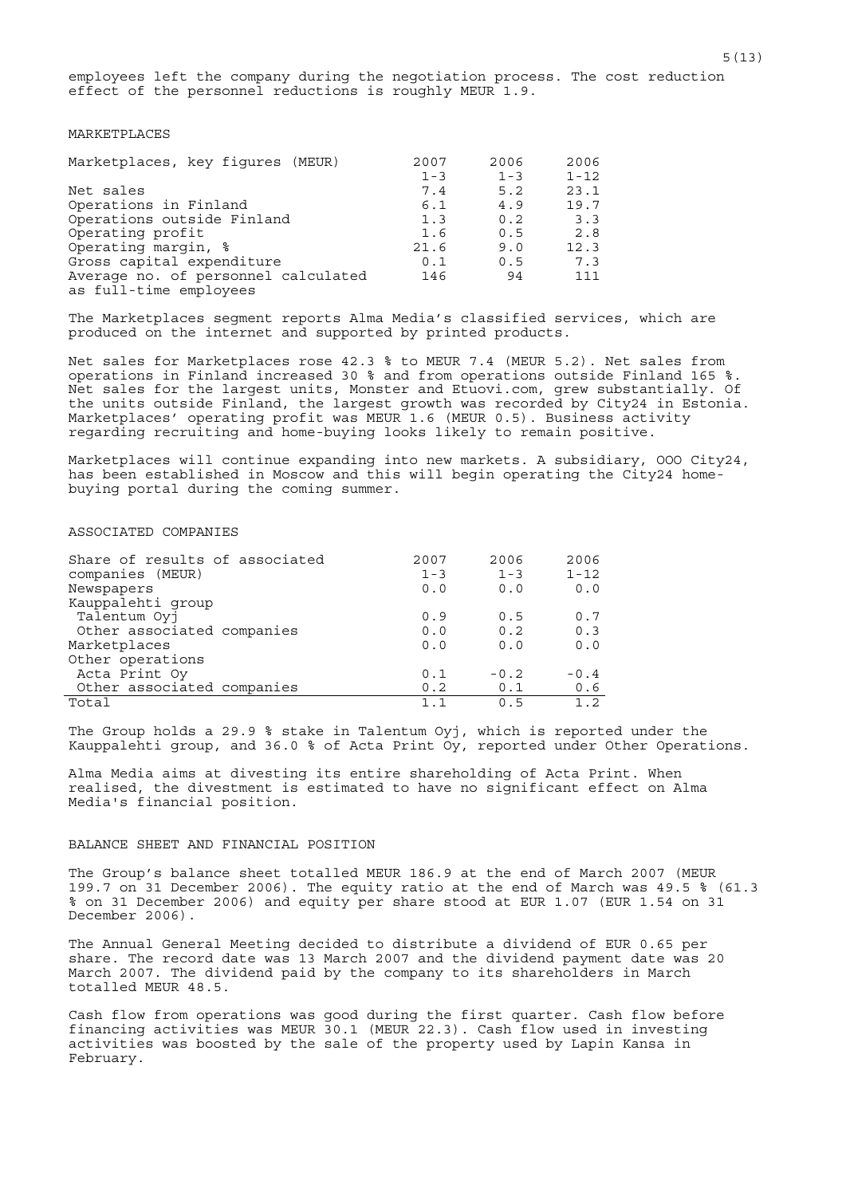employees left the company during the negotiation process. The cost reduction effect of the personnel reductions is roughly MEUR 1.9.

## MARKETPLACES

| Marketplaces, key figures (MEUR) | 2007 1-3 | 2006 1-3 | 2006 1-12 |
|---|---|---|---|
| Net sales | 7.4 | 5.2 | 23.1 |
| Operations in Finland | 6.1 | 4.9 | 19.7 |
| Operations outside Finland | 1.3 | 0.2 | 3.3 |
| Operating profit | 1.6 | 0.5 | 2.8 |
| Operating margin, % | 21.6 | 9.0 | 12.3 |
| Gross capital expenditure | 0.1 | 0.5 | 7.3 |
| Average no. of personnel calculated as full-time employees | 146 | 94 | 111 |

The Marketplaces segment reports Alma Media's classified services, which are produced on the internet and supported by printed products.

Net sales for Marketplaces rose 42.3 % to MEUR 7.4 (MEUR 5.2). Net sales from operations in Finland increased 30 % and from operations outside Finland 165 %. Net sales for the largest units, Monster and Etuovi.com, grew substantially. Of the units outside Finland, the largest growth was recorded by City24 in Estonia. Marketplaces' operating profit was MEUR 1.6 (MEUR 0.5). Business activity regarding recruiting and home-buying looks likely to remain positive.

Marketplaces will continue expanding into new markets. A subsidiary, OOO City24, has been established in Moscow and this will begin operating the City24 home-buying portal during the coming summer.

## ASSOCIATED COMPANIES

| Share of results of associated companies (MEUR) | 2007 1-3 | 2006 1-3 | 2006 1-12 |
|---|---|---|---|
| Newspapers | 0.0 | 0.0 | 0.0 |
| Kauppalehti group | | | |
| Talentum Oyj | 0.9 | 0.5 | 0.7 |
| Other associated companies | 0.0 | 0.2 | 0.3 |
| Marketplaces | 0.0 | 0.0 | 0.0 |
| Other operations | | | |
| Acta Print Oy | 0.1 | -0.2 | -0.4 |
| Other associated companies | 0.2 | 0.1 | 0.6 |
| Total | 1.1 | 0.5 | 1.2 |

The Group holds a 29.9 % stake in Talentum Oyj, which is reported under the Kauppalehti group, and 36.0 % of Acta Print Oy, reported under Other Operations.

Alma Media aims at divesting its entire shareholding of Acta Print. When realised, the divestment is estimated to have no significant effect on Alma Media's financial position.

## BALANCE SHEET AND FINANCIAL POSITION

The Group's balance sheet totalled MEUR 186.9 at the end of March 2007 (MEUR 199.7 on 31 December 2006). The equity ratio at the end of March was 49.5 % (61.3 % on 31 December 2006) and equity per share stood at EUR 1.07 (EUR 1.54 on 31 December 2006).

The Annual General Meeting decided to distribute a dividend of EUR 0.65 per share. The record date was 13 March 2007 and the dividend payment date was 20 March 2007. The dividend paid by the company to its shareholders in March totalled MEUR 48.5.

Cash flow from operations was good during the first quarter. Cash flow before financing activities was MEUR 30.1 (MEUR 22.3). Cash flow used in investing activities was boosted by the sale of the property used by Lapin Kansa in February.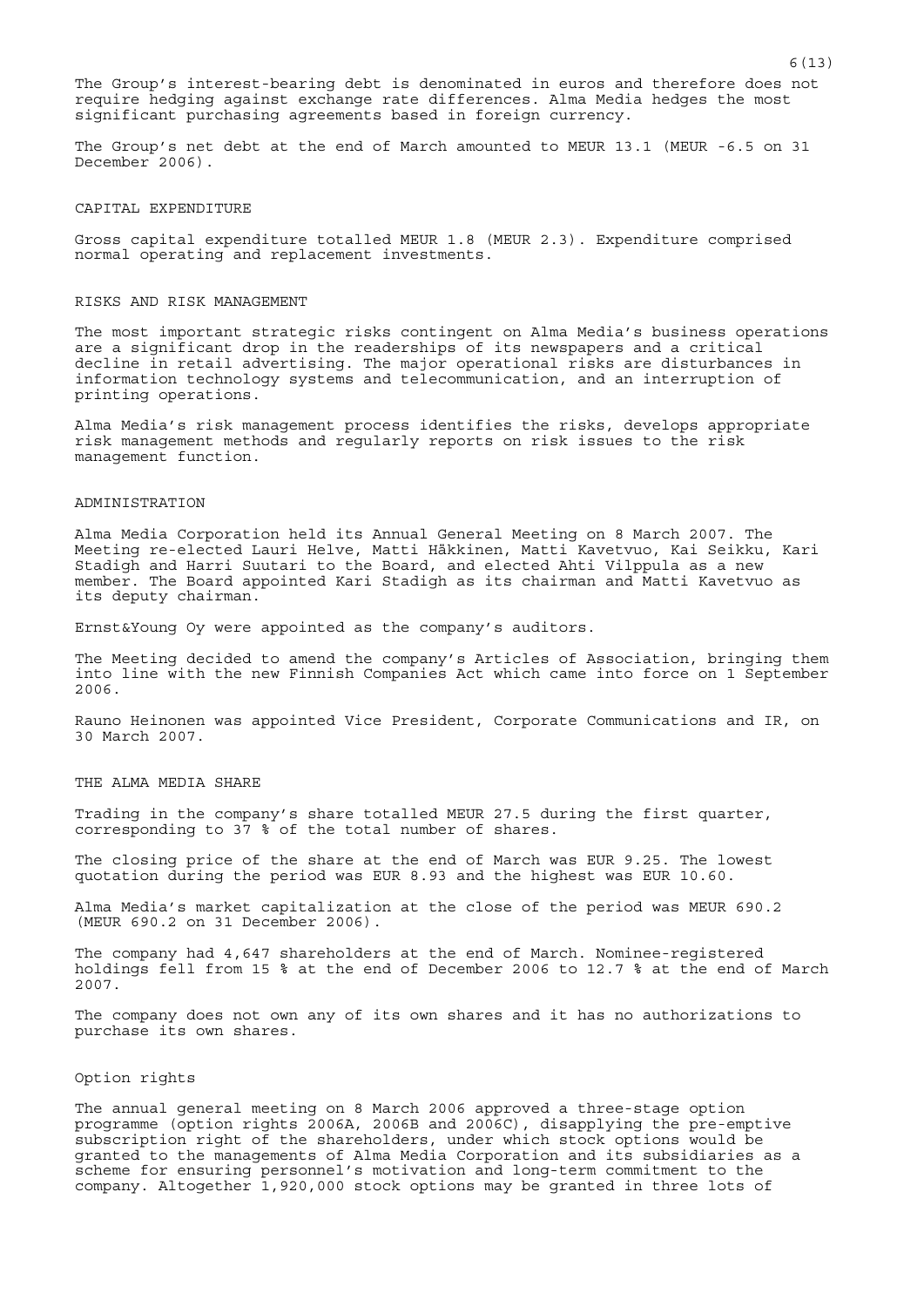The Group's interest-bearing debt is denominated in euros and therefore does not require hedging against exchange rate differences. Alma Media hedges the most significant purchasing agreements based in foreign currency.

The Group's net debt at the end of March amounted to MEUR 13.1 (MEUR -6.5 on 31 December 2006).

## CAPITAL EXPENDITURE

Gross capital expenditure totalled MEUR 1.8 (MEUR 2.3). Expenditure comprised normal operating and replacement investments.

## RISKS AND RISK MANAGEMENT

The most important strategic risks contingent on Alma Media's business operations are a significant drop in the readerships of its newspapers and a critical decline in retail advertising. The major operational risks are disturbances in information technology systems and telecommunication, and an interruption of printing operations.

Alma Media's risk management process identifies the risks, develops appropriate risk management methods and regularly reports on risk issues to the risk management function.

## ADMINISTRATION

Alma Media Corporation held its Annual General Meeting on 8 March 2007. The Meeting re-elected Lauri Helve, Matti Häkkinen, Matti Kavetvuo, Kai Seikku, Kari Stadigh and Harri Suutari to the Board, and elected Ahti Vilppula as a new member. The Board appointed Kari Stadigh as its chairman and Matti Kavetvuo as its deputy chairman.

Ernst&Young Oy were appointed as the company's auditors.

The Meeting decided to amend the company's Articles of Association, bringing them into line with the new Finnish Companies Act which came into force on 1 September 2006.

Rauno Heinonen was appointed Vice President, Corporate Communications and IR, on 30 March 2007.

## THE ALMA MEDIA SHARE

Trading in the company's share totalled MEUR 27.5 during the first quarter, corresponding to 37 % of the total number of shares.

The closing price of the share at the end of March was EUR 9.25. The lowest quotation during the period was EUR 8.93 and the highest was EUR 10.60.

Alma Media's market capitalization at the close of the period was MEUR 690.2 (MEUR 690.2 on 31 December 2006).

The company had 4,647 shareholders at the end of March. Nominee-registered holdings fell from 15 % at the end of December 2006 to 12.7 % at the end of March 2007.

The company does not own any of its own shares and it has no authorizations to purchase its own shares.

### Option rights

The annual general meeting on 8 March 2006 approved a three-stage option programme (option rights 2006A, 2006B and 2006C), disapplying the pre-emptive subscription right of the shareholders, under which stock options would be granted to the managements of Alma Media Corporation and its subsidiaries as a scheme for ensuring personnel's motivation and long-term commitment to the company. Altogether 1,920,000 stock options may be granted in three lots of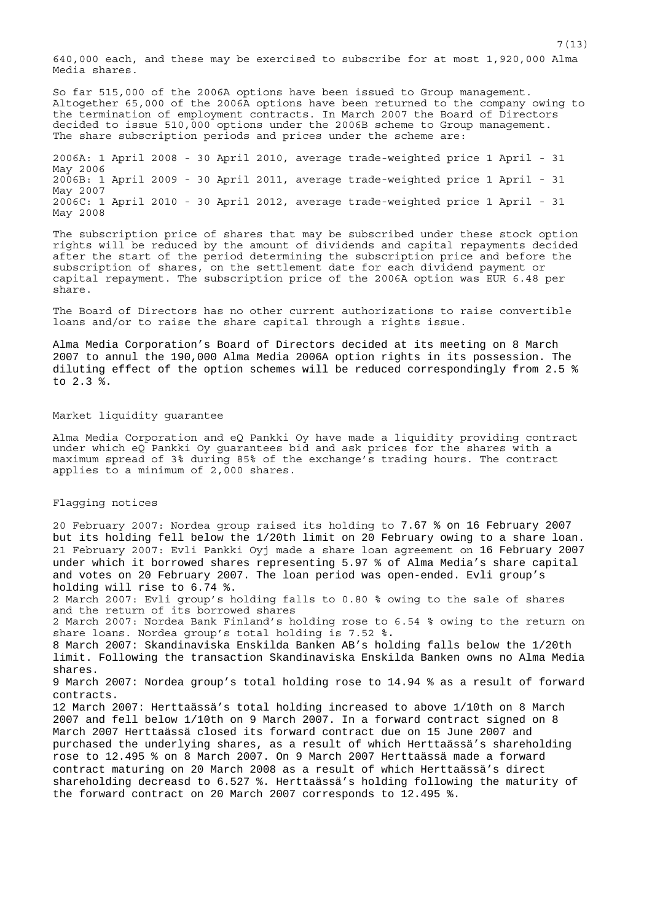640,000 each, and these may be exercised to subscribe for at most 1,920,000 Alma Media shares.

So far 515,000 of the 2006A options have been issued to Group management. Altogether 65,000 of the 2006A options have been returned to the company owing to the termination of employment contracts. In March 2007 the Board of Directors decided to issue 510,000 options under the 2006B scheme to Group management. The share subscription periods and prices under the scheme are:

2006A: 1 April 2008 - 30 April 2010, average trade-weighted price 1 April - 31 May 2006
2006B: 1 April 2009 - 30 April 2011, average trade-weighted price 1 April - 31 May 2007
2006C: 1 April 2010 - 30 April 2012, average trade-weighted price 1 April - 31 May 2008

The subscription price of shares that may be subscribed under these stock option rights will be reduced by the amount of dividends and capital repayments decided after the start of the period determining the subscription price and before the subscription of shares, on the settlement date for each dividend payment or capital repayment. The subscription price of the 2006A option was EUR 6.48 per share.

The Board of Directors has no other current authorizations to raise convertible loans and/or to raise the share capital through a rights issue.

Alma Media Corporation's Board of Directors decided at its meeting on 8 March 2007 to annul the 190,000 Alma Media 2006A option rights in its possession. The diluting effect of the option schemes will be reduced correspondingly from 2.5 % to 2.3 %.

## Market liquidity guarantee

Alma Media Corporation and eQ Pankki Oy have made a liquidity providing contract under which eQ Pankki Oy guarantees bid and ask prices for the shares with a maximum spread of 3% during 85% of the exchange's trading hours. The contract applies to a minimum of 2,000 shares.

## Flagging notices

20 February 2007: Nordea group raised its holding to 7.67 % on 16 February 2007 but its holding fell below the 1/20th limit on 20 February owing to a share loan.
21 February 2007: Evli Pankki Oyj made a share loan agreement on 16 February 2007 under which it borrowed shares representing 5.97 % of Alma Media's share capital and votes on 20 February 2007. The loan period was open-ended. Evli group's holding will rise to 6.74 %.
2 March 2007: Evli group's holding falls to 0.80 % owing to the sale of shares and the return of its borrowed shares
2 March 2007: Nordea Bank Finland's holding rose to 6.54 % owing to the return on share loans. Nordea group's total holding is 7.52 %.
8 March 2007: Skandinaviska Enskilda Banken AB's holding falls below the 1/20th limit. Following the transaction Skandinaviska Enskilda Banken owns no Alma Media shares.
9 March 2007: Nordea group's total holding rose to 14.94 % as a result of forward contracts.
12 March 2007: Herttaässä's total holding increased to above 1/10th on 8 March 2007 and fell below 1/10th on 9 March 2007. In a forward contract signed on 8 March 2007 Herttaässä closed its forward contract due on 15 June 2007 and purchased the underlying shares, as a result of which Herttaässä's shareholding rose to 12.495 % on 8 March 2007. On 9 March 2007 Herttaässä made a forward contract maturing on 20 March 2008 as a result of which Herttaässä's direct shareholding decreasd to 6.527 %. Herttaässä's holding following the maturity of the forward contract on 20 March 2007 corresponds to 12.495 %.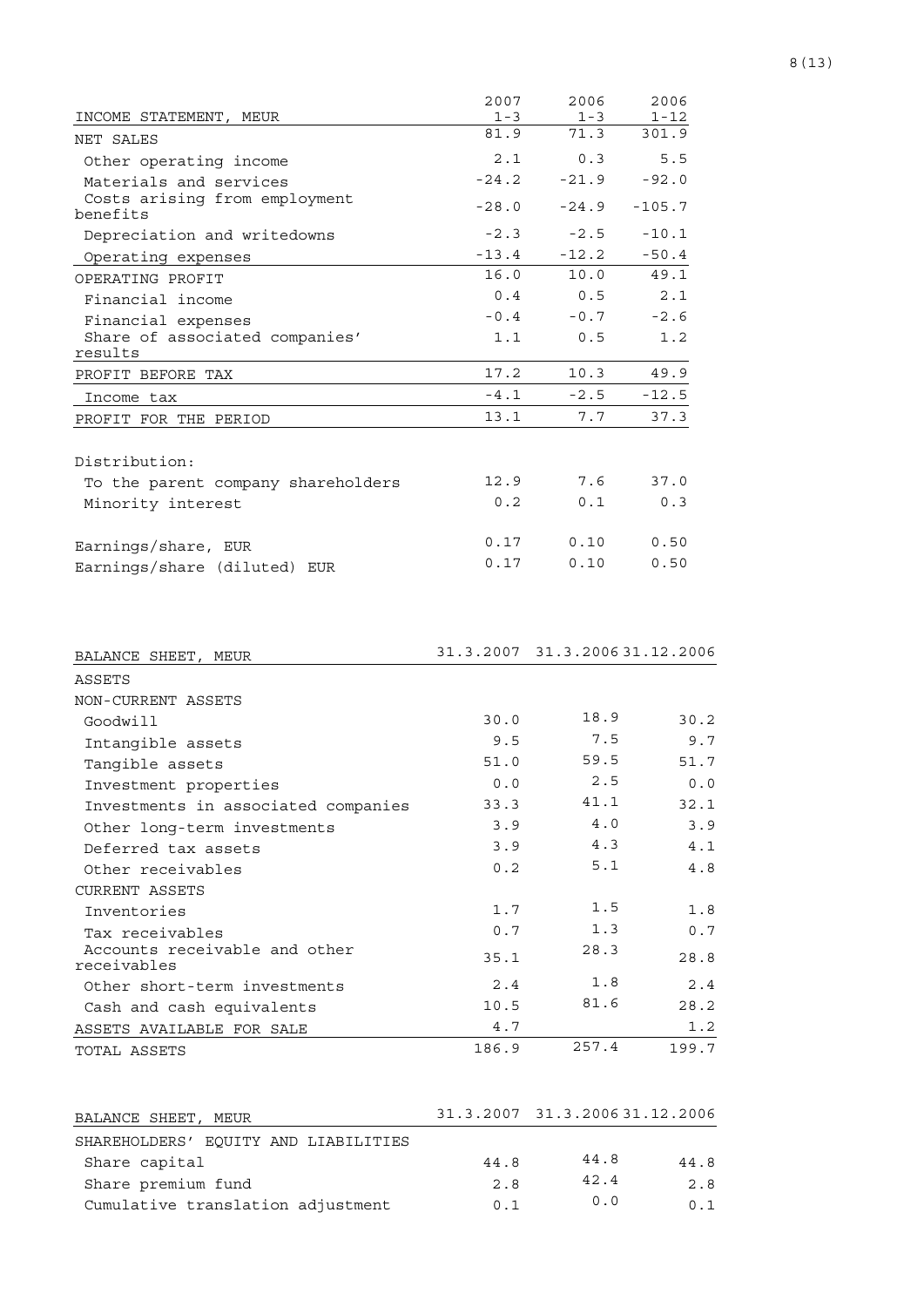| INCOME STATEMENT, MEUR | 2007 1-3 | 2006 1-3 | 2006 1-12 |
|---|---|---|---|
| NET SALES | 81.9 | 71.3 | 301.9 |
| Other operating income | 2.1 | 0.3 | 5.5 |
| Materials and services | -24.2 | -21.9 | -92.0 |
| Costs arising from employment benefits | -28.0 | -24.9 | -105.7 |
| Depreciation and writedowns | -2.3 | -2.5 | -10.1 |
| Operating expenses | -13.4 | -12.2 | -50.4 |
| OPERATING PROFIT | 16.0 | 10.0 | 49.1 |
| Financial income | 0.4 | 0.5 | 2.1 |
| Financial expenses | -0.4 | -0.7 | -2.6 |
| Share of associated companies' results | 1.1 | 0.5 | 1.2 |
| PROFIT BEFORE TAX | 17.2 | 10.3 | 49.9 |
| Income tax | -4.1 | -2.5 | -12.5 |
| PROFIT FOR THE PERIOD | 13.1 | 7.7 | 37.3 |
| | | | |
| Distribution: | | | |
| To the parent company shareholders | 12.9 | 7.6 | 37.0 |
| Minority interest | 0.2 | 0.1 | 0.3 |
| | | | |
| Earnings/share, EUR | 0.17 | 0.10 | 0.50 |
| Earnings/share (diluted) EUR | 0.17 | 0.10 | 0.50 |

| BALANCE SHEET, MEUR | 31.3.2007 | 31.3.2006 | 31.12.2006 |
|---|---|---|---|
| ASSETS | | | |
| NON-CURRENT ASSETS | | | |
| Goodwill | 30.0 | 18.9 | 30.2 |
| Intangible assets | 9.5 | 7.5 | 9.7 |
| Tangible assets | 51.0 | 59.5 | 51.7 |
| Investment properties | 0.0 | 2.5 | 0.0 |
| Investments in associated companies | 33.3 | 41.1 | 32.1 |
| Other long-term investments | 3.9 | 4.0 | 3.9 |
| Deferred tax assets | 3.9 | 4.3 | 4.1 |
| Other receivables | 0.2 | 5.1 | 4.8 |
| CURRENT ASSETS | | | |
| Inventories | 1.7 | 1.5 | 1.8 |
| Tax receivables | 0.7 | 1.3 | 0.7 |
| Accounts receivable and other receivables | 35.1 | 28.3 | 28.8 |
| Other short-term investments | 2.4 | 1.8 | 2.4 |
| Cash and cash equivalents | 10.5 | 81.6 | 28.2 |
| ASSETS AVAILABLE FOR SALE | 4.7 | | 1.2 |
| TOTAL ASSETS | 186.9 | 257.4 | 199.7 |

| BALANCE SHEET, MEUR | 31.3.2007 | 31.3.2006 | 31.12.2006 |
|---|---|---|---|
| SHAREHOLDERS' EQUITY AND LIABILITIES | | | |
| Share capital | 44.8 | 44.8 | 44.8 |
| Share premium fund | 2.8 | 42.4 | 2.8 |
| Cumulative translation adjustment | 0.1 | 0.0 | 0.1 |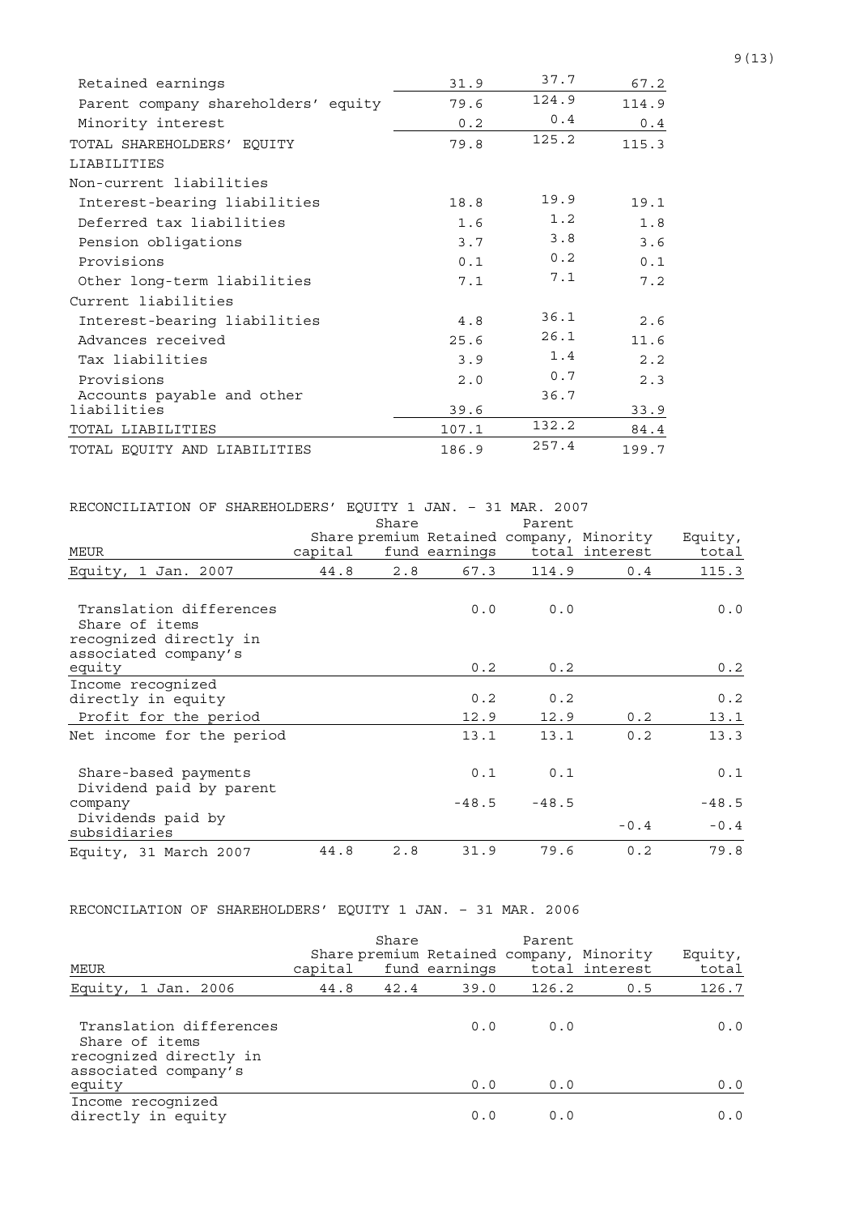| | | | |
|---|---|---|---|
| Retained earnings | 31.9 | 37.7 | 67.2 |
| Parent company shareholders' equity | 79.6 | 124.9 | 114.9 |
| Minority interest | 0.2 | 0.4 | 0.4 |
| TOTAL SHAREHOLDERS' EQUITY | 79.8 | 125.2 | 115.3 |
| LIABILITIES | | | |
| Non-current liabilities | | | |
| Interest-bearing liabilities | 18.8 | 19.9 | 19.1 |
| Deferred tax liabilities | 1.6 | 1.2 | 1.8 |
| Pension obligations | 3.7 | 3.8 | 3.6 |
| Provisions | 0.1 | 0.2 | 0.1 |
| Other long-term liabilities | 7.1 | 7.1 | 7.2 |
| Current liabilities | | | |
| Interest-bearing liabilities | 4.8 | 36.1 | 2.6 |
| Advances received | 25.6 | 26.1 | 11.6 |
| Tax liabilities | 3.9 | 1.4 | 2.2 |
| Provisions | 2.0 | 0.7 | 2.3 |
| Accounts payable and other liabilities | 39.6 | 36.7 | 33.9 |
| TOTAL LIABILITIES | 107.1 | 132.2 | 84.4 |
| TOTAL EQUITY AND LIABILITIES | 186.9 | 257.4 | 199.7 |

RECONCILIATION OF SHAREHOLDERS' EQUITY 1 JAN. – 31 MAR. 2007

| MEUR | Share capital | Share premium fund | Retained earnings | Parent company, total | Minority interest | Equity, total |
|---|---|---|---|---|---|---|
| Equity, 1 Jan. 2007 | 44.8 | 2.8 | 67.3 | 114.9 | 0.4 | 115.3 |
| Translation differences | | | 0.0 | 0.0 | | 0.0 |
| Share of items recognized directly in associated company's equity | | | 0.2 | 0.2 | | 0.2 |
| Income recognized directly in equity | | | 0.2 | 0.2 | | 0.2 |
| Profit for the period | | | 12.9 | 12.9 | 0.2 | 13.1 |
| Net income for the period | | | 13.1 | 13.1 | 0.2 | 13.3 |
| Share-based payments | | | 0.1 | 0.1 | | 0.1 |
| Dividend paid by parent company | | | -48.5 | -48.5 | | -48.5 |
| Dividends paid by subsidiaries | | | | | -0.4 | -0.4 |
| Equity, 31 March 2007 | 44.8 | 2.8 | 31.9 | 79.6 | 0.2 | 79.8 |

RECONCILATION OF SHAREHOLDERS' EQUITY 1 JAN. – 31 MAR. 2006

| MEUR | Share capital | Share premium fund | Retained earnings | Parent company, total | Minority interest | Equity, total |
|---|---|---|---|---|---|---|
| Equity, 1 Jan. 2006 | 44.8 | 42.4 | 39.0 | 126.2 | 0.5 | 126.7 |
| Translation differences | | | 0.0 | 0.0 | | 0.0 |
| Share of items recognized directly in associated company's equity | | | 0.0 | 0.0 | | 0.0 |
| Income recognized directly in equity | | | 0.0 | 0.0 | | 0.0 |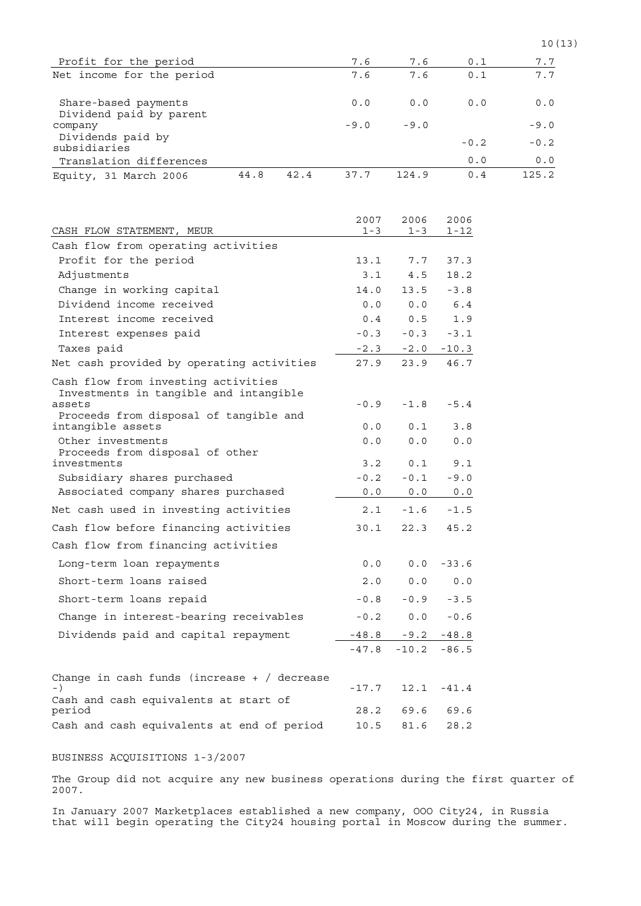| | | | | | | |
|---|---|---|---|---|---|---|
| Profit for the period | | | 7.6 | 7.6 | 0.1 | 7.7 |
| Net income for the period | | | 7.6 | 7.6 | 0.1 | 7.7 |
| Share-based payments | | | 0.0 | 0.0 | 0.0 | 0.0 |
| Dividend paid by parent company | | | -9.0 | -9.0 | | -9.0 |
| Dividends paid by subsidiaries | | | | | -0.2 | -0.2 |
| Translation differences | | | | | 0.0 | 0.0 |
| Equity, 31 March 2006 | 44.8 | 42.4 | 37.7 | 124.9 | 0.4 | 125.2 |

| CASH FLOW STATEMENT, MEUR | 2007 1-3 | 2006 1-3 | 2006 1-12 |
|---|---|---|---|
| Cash flow from operating activities | | | |
| Profit for the period | 13.1 | 7.7 | 37.3 |
| Adjustments | 3.1 | 4.5 | 18.2 |
| Change in working capital | 14.0 | 13.5 | -3.8 |
| Dividend income received | 0.0 | 0.0 | 6.4 |
| Interest income received | 0.4 | 0.5 | 1.9 |
| Interest expenses paid | -0.3 | -0.3 | -3.1 |
| Taxes paid | -2.3 | -2.0 | -10.3 |
| Net cash provided by operating activities | 27.9 | 23.9 | 46.7 |
| Cash flow from investing activities | | | |
| Investments in tangible and intangible assets | -0.9 | -1.8 | -5.4 |
| Proceeds from disposal of tangible and intangible assets | 0.0 | 0.1 | 3.8 |
| Other investments | 0.0 | 0.0 | 0.0 |
| Proceeds from disposal of other investments | 3.2 | 0.1 | 9.1 |
| Subsidiary shares purchased | -0.2 | -0.1 | -9.0 |
| Associated company shares purchased | 0.0 | 0.0 | 0.0 |
| Net cash used in investing activities | 2.1 | -1.6 | -1.5 |
| Cash flow before financing activities | 30.1 | 22.3 | 45.2 |
| Cash flow from financing activities | | | |
| Long-term loan repayments | 0.0 | 0.0 | -33.6 |
| Short-term loans raised | 2.0 | 0.0 | 0.0 |
| Short-term loans repaid | -0.8 | -0.9 | -3.5 |
| Change in interest-bearing receivables | -0.2 | 0.0 | -0.6 |
| Dividends paid and capital repayment | -48.8 | -9.2 | -48.8 |
| | -47.8 | -10.2 | -86.5 |
| Change in cash funds (increase + / decrease -) | -17.7 | 12.1 | -41.4 |
| Cash and cash equivalents at start of period | 28.2 | 69.6 | 69.6 |
| Cash and cash equivalents at end of period | 10.5 | 81.6 | 28.2 |

BUSINESS ACQUISITIONS 1-3/2007

The Group did not acquire any new business operations during the first quarter of 2007.

In January 2007 Marketplaces established a new company, OOO City24, in Russia that will begin operating the City24 housing portal in Moscow during the summer.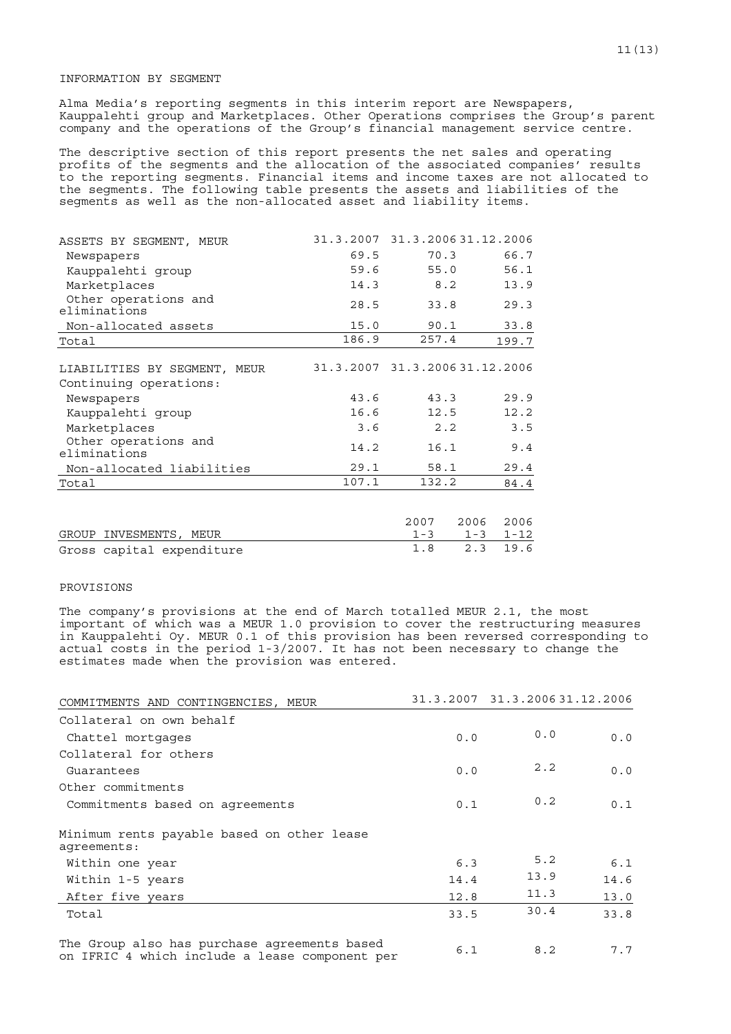## INFORMATION BY SEGMENT

Alma Media's reporting segments in this interim report are Newspapers, Kauppalehti group and Marketplaces. Other Operations comprises the Group's parent company and the operations of the Group's financial management service centre.

The descriptive section of this report presents the net sales and operating profits of the segments and the allocation of the associated companies' results to the reporting segments. Financial items and income taxes are not allocated to the segments. The following table presents the assets and liabilities of the segments as well as the non-allocated asset and liability items.

| ASSETS BY SEGMENT, MEUR | 31.3.2007 | 31.3.2006 | 31.12.2006 |
|---|---|---|---|
| Newspapers | 69.5 | 70.3 | 66.7 |
| Kauppalehti group | 59.6 | 55.0 | 56.1 |
| Marketplaces | 14.3 | 8.2 | 13.9 |
| Other operations and eliminations | 28.5 | 33.8 | 29.3 |
| Non-allocated assets | 15.0 | 90.1 | 33.8 |
| Total | 186.9 | 257.4 | 199.7 |

| LIABILITIES BY SEGMENT, MEUR | 31.3.2007 | 31.3.2006 | 31.12.2006 |
|---|---|---|---|
| Continuing operations: | | | |
| Newspapers | 43.6 | 43.3 | 29.9 |
| Kauppalehti group | 16.6 | 12.5 | 12.2 |
| Marketplaces | 3.6 | 2.2 | 3.5 |
| Other operations and eliminations | 14.2 | 16.1 | 9.4 |
| Non-allocated liabilities | 29.1 | 58.1 | 29.4 |
| Total | 107.1 | 132.2 | 84.4 |

| GROUP INVESMENTS, MEUR | 2007 1-3 | 2006 1-3 | 2006 1-12 |
|---|---|---|---|
| Gross capital expenditure | 1.8 | 2.3 | 19.6 |

## PROVISIONS

The company's provisions at the end of March totalled MEUR 2.1, the most important of which was a MEUR 1.0 provision to cover the restructuring measures in Kauppalehti Oy. MEUR 0.1 of this provision has been reversed corresponding to actual costs in the period 1-3/2007. It has not been necessary to change the estimates made when the provision was entered.

| COMMITMENTS AND CONTINGENCIES, MEUR | 31.3.2007 | 31.3.2006 | 31.12.2006 |
|---|---|---|---|
| Collateral on own behalf | | | |
| Chattel mortgages | 0.0 | 0.0 | 0.0 |
| Collateral for others | | | |
| Guarantees | 0.0 | 2.2 | 0.0 |
| Other commitments | | | |
| Commitments based on agreements | 0.1 | 0.2 | 0.1 |
| Minimum rents payable based on other lease agreements: | | | |
| Within one year | 6.3 | 5.2 | 6.1 |
| Within 1-5 years | 14.4 | 13.9 | 14.6 |
| After five years | 12.8 | 11.3 | 13.0 |
| Total | 33.5 | 30.4 | 33.8 |
| The Group also has purchase agreements based on IFRIC 4 which include a lease component per | 6.1 | 8.2 | 7.7 |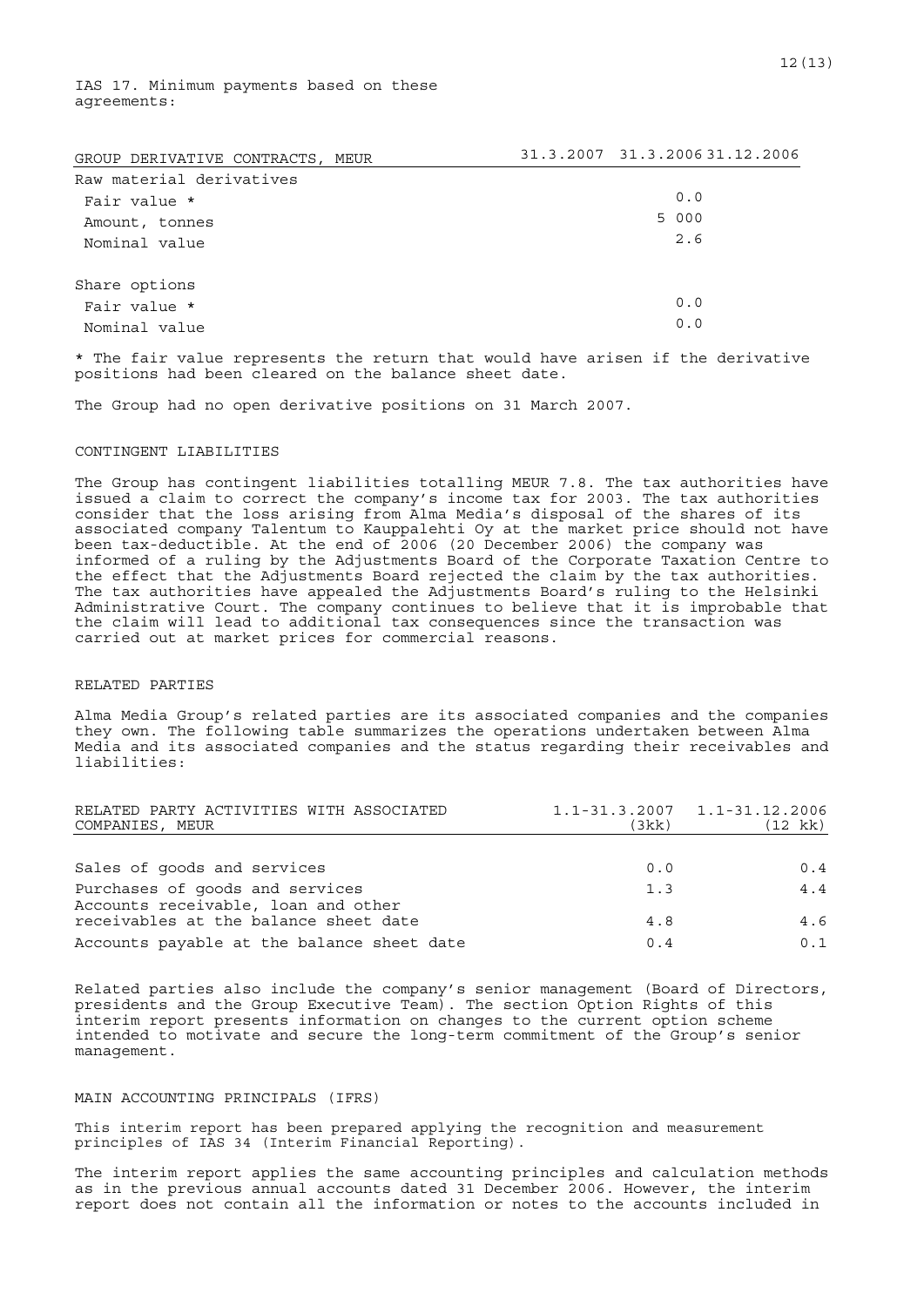IAS 17. Minimum payments based on these agreements:

| GROUP DERIVATIVE CONTRACTS, MEUR | 31.3.2007 | 31.3.2006 | 31.12.2006 |
|---|---|---|---|
| Raw material derivatives | | | |
| Fair value * | | 0.0 | |
| Amount, tonnes | | 5 000 | |
| Nominal value | | 2.6 | |
| | | | |
| Share options | | | |
| Fair value * | | 0.0 | |
| Nominal value | | 0.0 | |

* The fair value represents the return that would have arisen if the derivative positions had been cleared on the balance sheet date.

The Group had no open derivative positions on 31 March 2007.

## CONTINGENT LIABILITIES

The Group has contingent liabilities totalling MEUR 7.8. The tax authorities have issued a claim to correct the company's income tax for 2003. The tax authorities consider that the loss arising from Alma Media's disposal of the shares of its associated company Talentum to Kauppalehti Oy at the market price should not have been tax-deductible. At the end of 2006 (20 December 2006) the company was informed of a ruling by the Adjustments Board of the Corporate Taxation Centre to the effect that the Adjustments Board rejected the claim by the tax authorities. The tax authorities have appealed the Adjustments Board's ruling to the Helsinki Administrative Court. The company continues to believe that it is improbable that the claim will lead to additional tax consequences since the transaction was carried out at market prices for commercial reasons.

## RELATED PARTIES

Alma Media Group's related parties are its associated companies and the companies they own. The following table summarizes the operations undertaken between Alma Media and its associated companies and the status regarding their receivables and liabilities:

| RELATED PARTY ACTIVITIES WITH ASSOCIATED COMPANIES, MEUR | 1.1-31.3.2007 (3kk) | 1.1-31.12.2006 (12 kk) |
|---|---|---|
| Sales of goods and services | 0.0 | 0.4 |
| Purchases of goods and services | 1.3 | 4.4 |
| Accounts receivable, loan and other receivables at the balance sheet date | 4.8 | 4.6 |
| Accounts payable at the balance sheet date | 0.4 | 0.1 |

Related parties also include the company's senior management (Board of Directors, presidents and the Group Executive Team). The section Option Rights of this interim report presents information on changes to the current option scheme intended to motivate and secure the long-term commitment of the Group's senior management.

## MAIN ACCOUNTING PRINCIPALS (IFRS)

This interim report has been prepared applying the recognition and measurement principles of IAS 34 (Interim Financial Reporting).

The interim report applies the same accounting principles and calculation methods as in the previous annual accounts dated 31 December 2006. However, the interim report does not contain all the information or notes to the accounts included in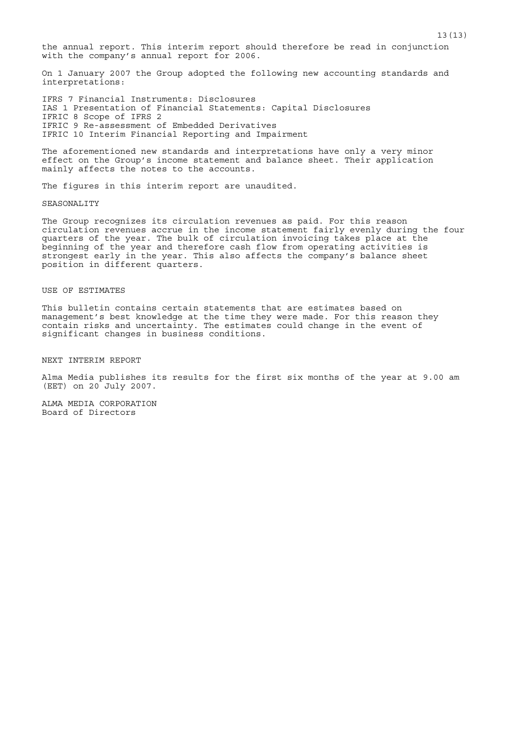the annual report. This interim report should therefore be read in conjunction with the company's annual report for 2006.

On 1 January 2007 the Group adopted the following new accounting standards and interpretations:

IFRS 7 Financial Instruments: Disclosures
IAS 1 Presentation of Financial Statements: Capital Disclosures
IFRIC 8 Scope of IFRS 2
IFRIC 9 Re-assessment of Embedded Derivatives
IFRIC 10 Interim Financial Reporting and Impairment

The aforementioned new standards and interpretations have only a very minor effect on the Group's income statement and balance sheet. Their application mainly affects the notes to the accounts.

The figures in this interim report are unaudited.

## SEASONALITY

The Group recognizes its circulation revenues as paid. For this reason circulation revenues accrue in the income statement fairly evenly during the four quarters of the year. The bulk of circulation invoicing takes place at the beginning of the year and therefore cash flow from operating activities is strongest early in the year. This also affects the company's balance sheet position in different quarters.

## USE OF ESTIMATES

This bulletin contains certain statements that are estimates based on management's best knowledge at the time they were made. For this reason they contain risks and uncertainty. The estimates could change in the event of significant changes in business conditions.

## NEXT INTERIM REPORT

Alma Media publishes its results for the first six months of the year at 9.00 am (EET) on 20 July 2007.

ALMA MEDIA CORPORATION
Board of Directors